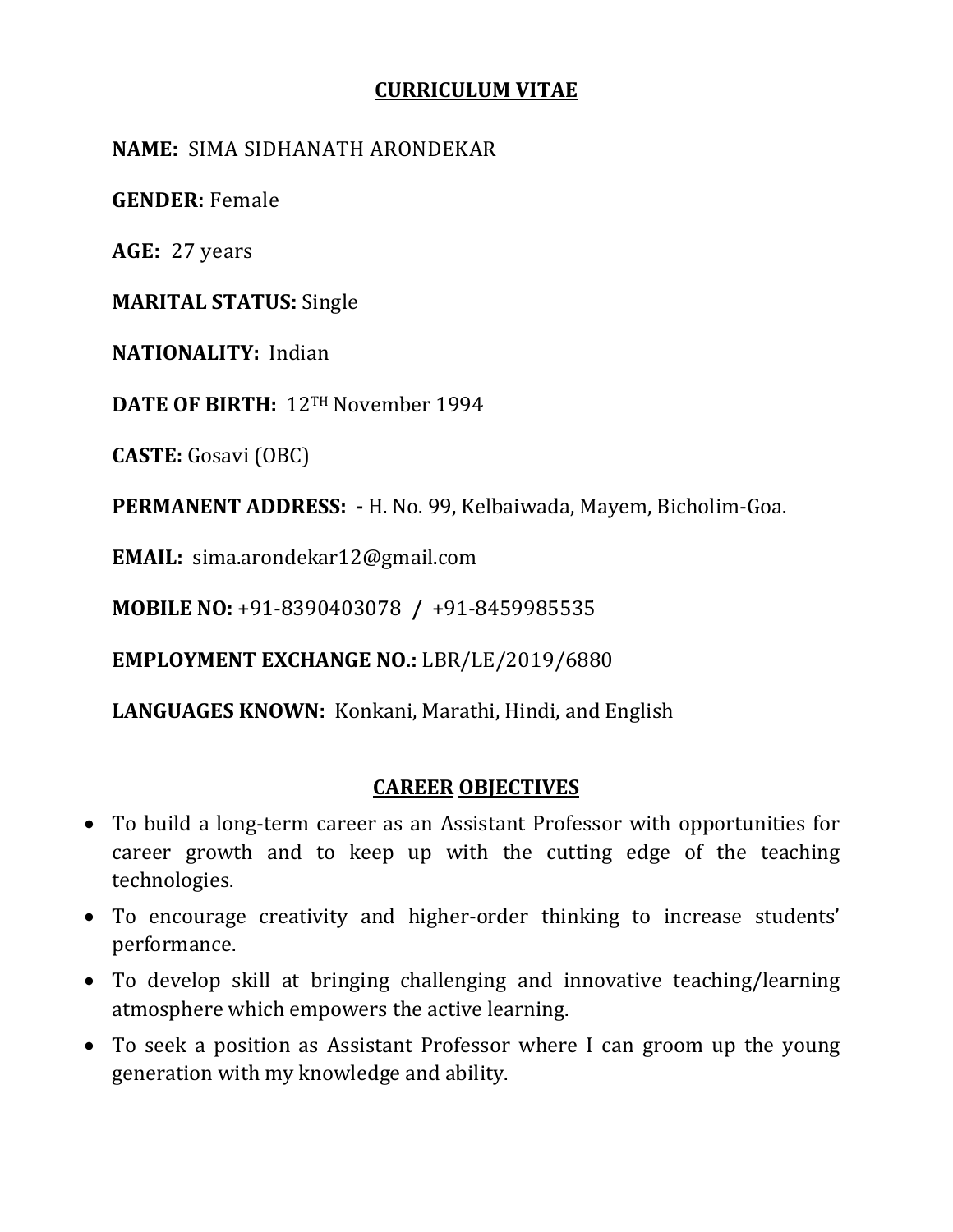# CURRICULUM VITAE

**NAME:** SIMA SIDHANATH ARONDEKAR

**GENDER:** Female

**AGE:** 27 years

**MARITAL STATUS:** Single

**NATIONALITY:** Indian

**DATE OF BIRTH:** 12TH November 1994

**CASTE:** Gosavi (OBC)

**PERMANENT ADDRESS: -** H. No. 99, Kelbaiwada, Mayem, Bicholim-Goa.

**EMAIL:** sima.arondekar12@gmail.com

**MOBILE NO:** +91-8390403078 **/** +91-8459985535

**EMPLOYMENT EXCHANGE NO.:** LBR/LE/2019/6880

**LANGUAGES KNOWN:** Konkani, Marathi, Hindi, and English

## CAREER OBJECTIVES

- To build a long-term career as an Assistant Professor with opportunities for career growth and to keep up with the cutting edge of the teaching technologies.
- To encourage creativity and higher-order thinking to increase students' performance.
- To develop skill at bringing challenging and innovative teaching/learning atmosphere which empowers the active learning.
- To seek a position as Assistant Professor where I can groom up the young generation with my knowledge and ability.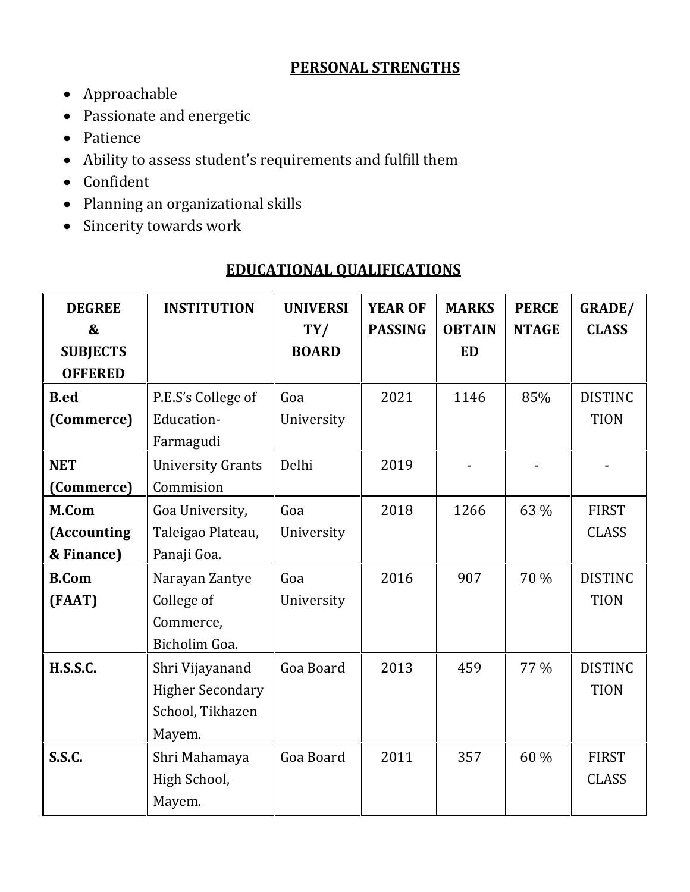## PERSONAL STRENGTHS

- Approachable
- Passionate and energetic
- Patience
- Ability to assess student's requirements and fulfill them
- Confident
- Planning an organizational skills
- Sincerity towards work

## EDUCATIONAL QUALIFICATIONS

| DEGREE & SUBJECTS OFFERED | INSTITUTION | UNIVERSITY/ BOARD | YEAR OF PASSING | MARKS OBTAINED | PERCENTAGE | GRADE/ CLASS |
|---|---|---|---|---|---|---|
| **B.ed (Commerce)** | P.E.S's College of Education-Farmagudi | Goa University | 2021 | 1146 | 85% | DISTINCTION |
| **NET (Commerce)** | University Grants Commision | Delhi | 2019 | - | - | - |
| **M.Com (Accounting & Finance)** | Goa University, Taleigao Plateau, Panaji Goa. | Goa University | 2018 | 1266 | 63 % | FIRST CLASS |
| **B.Com (FAAT)** | Narayan Zantye College of Commerce, Bicholim Goa. | Goa University | 2016 | 907 | 70 % | DISTINCTION |
| **H.S.S.C.** | Shri Vijayanand Higher Secondary School, Tikhazen Mayem. | Goa Board | 2013 | 459 | 77 % | DISTINCTION |
| **S.S.C.** | Shri Mahamaya High School, Mayem. | Goa Board | 2011 | 357 | 60 % | FIRST CLASS |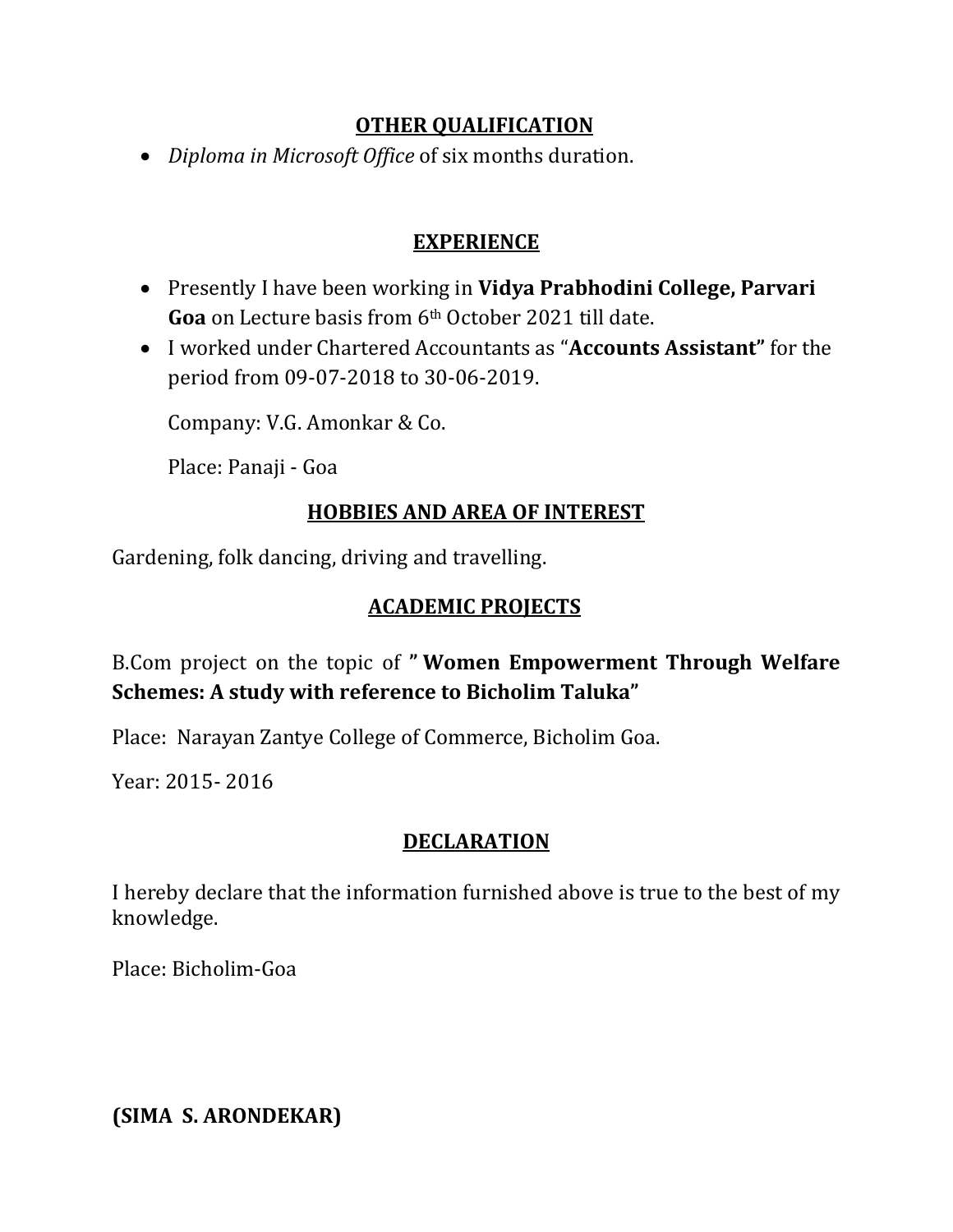## OTHER QUALIFICATION

- *Diploma in Microsoft Office* of six months duration.

## EXPERIENCE

- Presently I have been working in **Vidya Prabhodini College, Parvari Goa** on Lecture basis from 6th October 2021 till date.
- I worked under Chartered Accountants as "**Accounts Assistant"** for the period from 09-07-2018 to 30-06-2019.

  Company: V.G. Amonkar & Co.

  Place: Panaji - Goa

## HOBBIES AND AREA OF INTEREST

Gardening, folk dancing, driving and travelling.

## ACADEMIC PROJECTS

B.Com project on the topic of **" Women Empowerment Through Welfare Schemes: A study with reference to Bicholim Taluka"**

Place: Narayan Zantye College of Commerce, Bicholim Goa.

Year: 2015- 2016

## DECLARATION

I hereby declare that the information furnished above is true to the best of my knowledge.

Place: Bicholim-Goa

**(SIMA S. ARONDEKAR)**